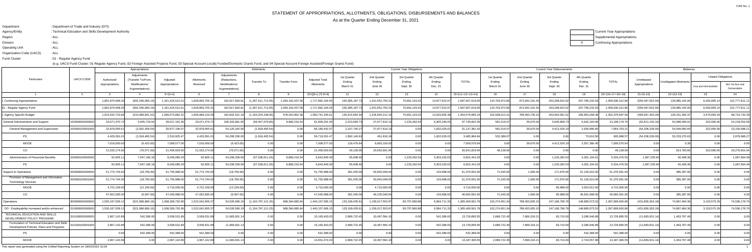# STATEMENT OF APPROPRIATIONS, ALLOTMENTS, OBLIGATIONS, DISBURSEMENTS AND BALANCES

As at the Quarter Ending December 31, 2021

FAR No. 1

Department : Department of Trade and Industry (DTI)
Agency/Entity : Technical Education and Skills Development Authority
Region : ALL
Division : ALL
Operating Unit : ALL
Organization Code (UACS) : ALL
Fund Cluster : 01 - Regular Agency Fund

(e.g. UACS Fund Cluster: 01-Regular Agency Fund, 02-Foreign Assisted Projects Fund, 03-Special Account-Locally Funded/Domestic Grants Fund, and 04-Special Account-Foreign Assisted/Foreign Grants Fund)

| | Current Year Appropriations |
|---|---|
| | Supplemental Appropriations |
| X | Continuing Appropriations |

| Particulars | UACS CODE | Appropriations | | | Allotments | | | | | Current Year Obligations | | | | | Current Year Disbursements | | | | | Balances | | | |
|---|---|---|---|---|---|---|---|---|---|---|---|---|---|---|---|---|---|---|---|---|---|---|---|
| | | Authorized Appropriations | Adjustments (Transfer To/From, Modifications/ Augmentations) | Adjusted Appropriations | Allotments Received | Adjustments (Reductions, Modifications/ Augmentations) | Transfer To | Transfer From | Adjusted Total Allotments | 1st Quarter Ending March 31 | 2nd Quarter Ending June 30 | 3rd Quarter Ending Sept. 30 | 4th Quarter Ending Dec. 31 | TOTAL | 1st Quarter Ending March 31 | 2nd Quarter Ending June 30 | 3rd Quarter Ending Sept. 30 | 4th Quarter Ending Dec. 31 | TOTAL | Unreleased Appropriations | Unobligated Allotments | Unpaid Obligations | |
| | | | | | | | | | | | | | | | | | | | | | | Due and Demandable | Not Yet Due and Demandable |
| 1 | 2 | 3 | 4 | 5=(3+4) | 6 | 7 | 8 | 9 | 10=[{6+(-)7}-8+9] | 11 | 12 | 13 | 14 | 15=(11+12+13+14) | 16 | 17 | 18 | 19 | 20=(16+17+18+19) | 21=(5-10) | 22=(10-15) | 23 | 24 |
| I. Continuing Appropriations | | 1,852,970,568.20 | (691,546,056.19) | 1,161,424,512.01 | 1,828,893,755.31 | 162,817,683.81 | (1,367,011,712.65) | 1,093,192,437.58 | 1,717,892,164.05 | 160,385,187.73 | 1,341,652,755.23 | 70,991,163.42 | 14,877,912.67 | 1,587,907,019.05 | 124,703,972.80 | 872,842,191.55 | 253,299,915.52 | 207,790,232.93 | 1,458,636,312.80 | (556,467,652.04) | 129,985,145.00 | 6,492,895.14 | 122,777,811.11 |
| 01 - Regular Agency Fund | | 1,852,970,568.20 | (691,546,056.19) | 1,161,424,512.01 | 1,828,893,755.31 | 162,817,683.81 | (1,367,011,712.65) | 1,093,192,437.58 | 1,717,892,164.05 | 160,385,187.73 | 1,341,652,755.23 | 70,991,163.42 | 14,877,912.67 | 1,587,907,019.05 | 124,703,972.80 | 872,842,191.55 | 253,299,915.52 | 207,790,232.93 | 1,458,636,312.80 | (556,467,652.04) | 129,985,145.00 | 6,492,895.14 | 122,777,811.11 |
| I. Agency Specific Budget | | 1,615,043,723.84 | (515,969,841.52) | 1,099,073,882.32 | 1,606,889,120.09 | 162,841,521.19 | (1,164,254,198.05) | 978,264,902.38 | 1,583,741,345.61 | 135,614,664.34 | 1,234,940,212.10 | 70,991,163.42 | 13,033,955.38 | 1,454,579,995.24 | 102,928,012.41 | 789,493,735.15 | 253,004,581.52 | 206,953,268.48 | 1,352,379,597.56 | (484,667,463.29) | 129,161,350.37 | 6,492,895.14 | 95,724,732.39 |
| General Administration and Support | 100000000000000 | 33,071,470.72 | 5,945,720.64 | 39,017,191.36 | 33,071,470.72 | 108,333,661.00 | (59,457,076.80) | 9,880,216.54 | 91,828,291.46 | 2,223,683.73 | 27,977,610.13 | 1,233,282.54 | 6,305,246.05 | 37,739,822.45 | 581,516.07 | 39,670.00 | 5,645,808.73 | 6,932,184.96 | 13,199,179.76 | (52,811,100.10) | 54,088,469.01 | 322,090.00 | 24,218,552.69 |
| General Management and Supervision | 100000100001000 | 32,978,565.61 | (2,001,459.54) | 30,977,106.07 | 32,978,565.61 | 54,125,342.00 | (1,918,465.54) | 0.00 | 85,185,442.07 | 2,157,745.27 | 27,977,610.13 | 0.00 | 1,002,026.02 | 31,137,381.42 | 581,516.07 | 39,670.00 | 4,412,526.19 | 2,630,990.95 | 7,664,703.21 | (54,208,336.00) | 54,048,060.65 | 322,090.00 | 23,150,588.21 |
| PS | | 4,429,391.01 | (1,918,465.54) | 2,510,925.47 | 4,429,391.01 | 54,208,336.00 | (1,918,465.54) | 0.00 | 56,719,261.47 | 1,992,140.63 | 491,818.19 | 0.00 | 1,002,026.02 | 3,485,984.84 | 532,388.07 | 0.00 | 0.00 | 73,610.50 | 605,998.57 | (54,208,336.00) | 53,233,276.63 | 0.00 | 2,879,986.27 |
| MOOE | | 7,016,000.00 | (6,423.00) | 7,009,577.00 | 7,016,000.00 | (6,423.00) | 0.00 | 0.00 | 7,009,577.00 | 116,476.64 | 6,893,100.00 | 0.00 | 0.00 | 7,009,576.64 | 0.00 | 39,670.00 | 4,412,526.19 | 2,557,380.45 | 7,009,576.64 | 0.00 | 0.36 | 0.00 | 0.00 |
| CO | | 21,533,174.60 | (76,571.00) | 21,456,603.60 | 21,533,174.60 | (76,571.00) | 0.00 | 0.00 | 21,456,603.60 | 49,128.00 | 20,592,691.94 | 0.00 | 0.00 | 20,641,819.94 | 49,128.00 | 0.00 | 0.00 | 0.00 | 49,128.00 | 0.00 | 814,783.66 | 322,090.00 | 20,270,601.94 |
| Administration of Personnel Benefits | 100000100002000 | 92,905.11 | 7,947,180.18 | 8,040,085.29 | 92,905.11 | 54,208,339.00 | (57,538,611.26) | 9,880,216.54 | 6,642,849.39 | 65,938.46 | 0.00 | 1,233,282.54 | 5,303,220.03 | 6,602,441.03 | 0.00 | 0.00 | 1,233,282.54 | 4,301,194.01 | 5,534,476.55 | 1,397,235.90 | 40,408.36 | 0.00 | 1,067,964.48 |
| PS | | 92,905.11 | 7,947,180.18 | 8,040,085.29 | 92,905.11 | 54,208,339.00 | (57,538,611.26) | 9,880,216.54 | 6,642,849.39 | 65,938.46 | 0.00 | 1,233,282.54 | 5,303,220.03 | 6,602,441.03 | 0.00 | 0.00 | 1,233,282.54 | 4,301,194.01 | 5,534,476.55 | 1,397,235.90 | 40,408.36 | 0.00 | 1,067,964.48 |
| Support to Operations | 200000000000000 | 51,774,744.00 | (18,756.00) | 51,755,988.00 | 51,774,744.00 | (18,756.00) | 0.00 | 0.00 | 51,755,988.00 | 281,545.00 | 50,945,048.00 | 0.00 | 143,998.00 | 51,370,591.00 | 71,545.00 | 1,060.00 | 171,976.00 | 51,126,010.00 | 51,370,591.00 | 0.00 | 385,397.00 | 0.00 | 0.00 |
| Provision of Management and Information Technology Services | 200000100001000 | 51,774,744.00 | (18,756.00) | 51,755,988.00 | 51,774,744.00 | (18,756.00) | 0.00 | 0.00 | 51,755,988.00 | 281,545.00 | 50,945,048.00 | 0.00 | 143,998.00 | 51,370,591.00 | 71,545.00 | 1,060.00 | 171,976.00 | 51,126,010.00 | 51,370,591.00 | 0.00 | 385,397.00 | 0.00 | 0.00 |
| MOOE | | 4,722,159.00 | (12,159.00) | 4,710,000.00 | 4,722,159.00 | (12,159.00) | 0.00 | 0.00 | 4,710,000.00 | 0.00 | 4,710,000.00 | 0.00 | 0.00 | 4,710,000.00 | 0.00 | 0.00 | 85,988.00 | 4,624,012.00 | 4,710,000.00 | 0.00 | 0.00 | 0.00 | 0.00 |
| CO | | 47,052,585.00 | (6,597.00) | 47,045,988.00 | 47,052,585.00 | (6,597.00) | 0.00 | 0.00 | 47,045,988.00 | 281,545.00 | 46,235,048.00 | 0.00 | 143,998.00 | 46,660,591.00 | 71,545.00 | 1,060.00 | 85,988.00 | 46,501,998.00 | 46,660,591.00 | 0.00 | 385,397.00 | 0.00 | 0.00 |
| Operations | 300000000000000 | 1,530,197,509.12 | (521,896,806.16) | 1,008,300,702.96 | 1,522,042,905.37 | 54,526,596.19 | (1,104,797,121.25) | 968,384,685.84 | 1,440,157,066.15 | 133,109,435.61 | 1,156,017,553.97 | 69,757,880.88 | 6,584,711.33 | 1,365,469,581.79 | 102,274,951.34 | 789,453,005.15 | 247,186,796.79 | 148,895,073.52 | 1,287,809,826.80 | (431,856,363.19) | 74,687,484.36 | 3,153,575.29 | 74,506,179.70 |
| OO : Employability increased and/or enhanced | 310000000000000 | 1,530,197,509.12 | (521,896,806.16) | 1,008,300,702.96 | 1,522,042,905.37 | 54,526,596.19 | (1,104,797,121.25) | 968,384,685.84 | 1,440,157,066.15 | 133,109,435.61 | 1,156,017,553.97 | 69,757,880.88 | 6,584,711.33 | 1,365,469,581.79 | 102,274,951.34 | 789,453,005.15 | 247,186,796.79 | 148,895,073.52 | 1,287,809,826.80 | (431,856,363.19) | 74,687,484.36 | 3,153,575.29 | 74,506,179.70 |
| TECHNICAL EDUCATION AND SKILLS DEVELOPMENT POLICY PROGRAM | 310100000000000 | 2,967,142.89 | 542,389.00 | 3,509,531.89 | 3,509,531.89 | 11,683,931.14 | 0.00 | 0.00 | 15,193,463.03 | 2,689,722.45 | 10,497,584.10 | 0.00 | 542,389.00 | 13,729,695.55 | 2,689,722.45 | 7,669,316.21 | 83,710.00 | 3,286,946.89 | 13,729,695.55 | (11,683,931.14) | 1,463,767.48 | 0.00 | 0.00 |
| Formulation of Technical Education and Skills Development Policies, Plans and Programs | 310100100001000 | 2,967,142.89 | 542,389.00 | 3,509,531.89 | 3,509,531.89 | 11,683,931.14 | 0.00 | 0.00 | 15,193,463.03 | 2,689,722.45 | 10,497,584.10 | 0.00 | 542,389.00 | 13,729,695.55 | 2,689,722.45 | 7,669,316.21 | 83,710.00 | 3,286,946.89 | 13,729,695.55 | (11,683,931.14) | 1,463,767.48 | 0.00 | 0.00 |
| PS | | 0.00 | 542,389.00 | 542,389.00 | 542,389.00 | 0.00 | 0.00 | 0.00 | 542,389.00 | 0.00 | 0.00 | 0.00 | 542,389.00 | 542,389.00 | 0.00 | 0.00 | 0.00 | 542,389.00 | 542,389.00 | 0.00 | 0.00 | 0.00 | 0.00 |
| MOOE | | 2,967,142.89 | 0.00 | 2,967,142.89 | 2,967,142.89 | 11,683,931.14 | 0.00 | 0.00 | 14,651,074.03 | 2,689,722.45 | 10,497,584.10 | 0.00 | 0.00 | 13,187,306.55 | 2,689,722.45 | 7,669,316.21 | 83,710.00 | 2,744,557.89 | 13,187,306.55 | (11,683,931.14) | 1,463,767.48 | 0.00 | 0.00 |

This report was generated using the Unified Reporting System on 18/02/2022 10:34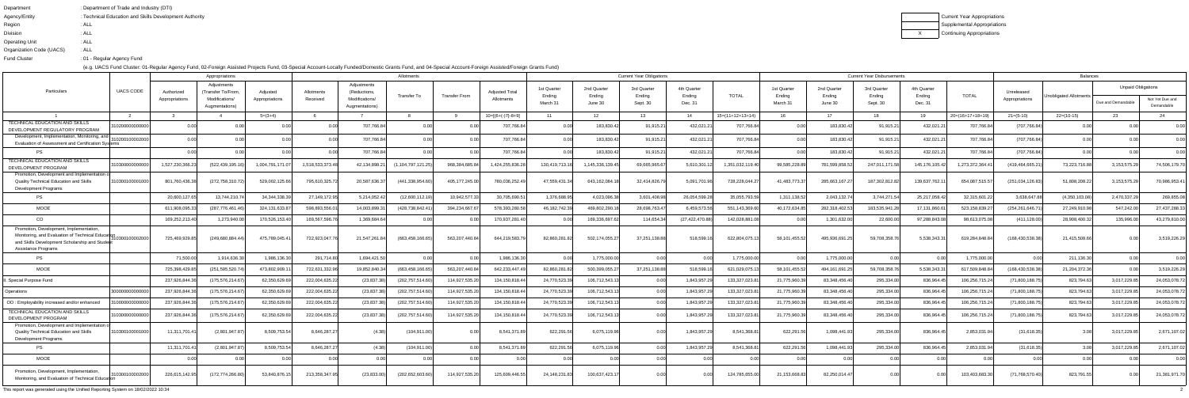Department : Department of Trade and Industry (DTI)
Agency/Entity : Technical Education and Skills Development Authority
Region : ALL
Division : ALL
Operating Unit : ALL
Organization Code (UACS) : ALL
Fund Cluster : 01 - Regular Agency Fund

| | Current Year Appropriations |
|---|---|
| | Supplemental Appropriations |
| X | Continuing Appropriations |

(e.g. UACS Fund Cluster: 01-Regular Agency Fund, 02-Foreign Assisted Projects Fund, 03-Special Account-Locally Funded/Domestic Grants Fund, and 04-Special Account-Foreign Assisted/Foreign Grants Fund)

| Particulars | UACS CODE | Appropriations | | | Allotments | | | | | Current Year Obligations | | | | | Current Year Disbursements | | | | | Balances | | | |
|---|---|---|---|---|---|---|---|---|---|---|---|---|---|---|---|---|---|---|---|---|---|---|---|
| | | Authorized Appropriations | Adjustments (Transfer To/From, Modifications/ Augmentations) | Adjusted Appropriations | Allotments Received | Adjustments (Reductions, Modifications/ Augmentations) | Transfer To | Transfer From | Adjusted Total Allotments | 1st Quarter Ending March 31 | 2nd Quarter Ending June 30 | 3rd Quarter Ending Sept. 30 | 4th Quarter Ending Dec. 31 | TOTAL | 1st Quarter Ending March 31 | 2nd Quarter Ending June 30 | 3rd Quarter Ending Sept. 30 | 4th Quarter Ending Dec. 31 | TOTAL | Unreleased Appropriations | Unobligated Allotments | Unpaid Obligations | |
| | | | | | | | | | | | | | | | | | | | | | | Due and Demandable | Not Yet Due and Demandable |
| 1 | 2 | 3 | 4 | 5=(3+4) | 6 | 7 | 8 | 9 | 10=[{6+(-)7}-8+9] | 11 | 12 | 13 | 14 | 15=(11+12+13+14) | 16 | 17 | 18 | 19 | 20=(16+17+18+19) | 21=(5-10) | 22=(10-15) | 23 | 24 |
| TECHNICAL EDUCATION AND SKILLS DEVELOPMENT REGULATORY PROGRAM | 310200000000000 | 0.00 | 0.00 | 0.00 | 0.00 | 707,766.84 | 0.00 | 0.00 | 707,766.84 | 0.00 | 183,830.42 | 91,915.21 | 432,021.21 | 707,766.84 | 0.00 | 183,830.42 | 91,915.21 | 432,021.21 | 707,766.84 | (707,766.84) | 0.00 | 0.00 | 0.00 |
| Development, Implementation, Monitoring, and Evaluation of Assessment and Certification Systems | 310200100002000 | 0.00 | 0.00 | 0.00 | 0.00 | 707,766.84 | 0.00 | 0.00 | 707,766.84 | 0.00 | 183,830.42 | 91,915.21 | 432,021.21 | 707,766.84 | 0.00 | 183,830.42 | 91,915.21 | 432,021.21 | 707,766.84 | (707,766.84) | 0.00 | 0.00 | 0.00 |
| PS | | 0.00 | 0.00 | 0.00 | 0.00 | 707,766.84 | 0.00 | 0.00 | 707,766.84 | 0.00 | 183,830.42 | 91,915.21 | 432,021.21 | 707,766.84 | 0.00 | 183,830.42 | 91,915.21 | 432,021.21 | 707,766.84 | (707,766.84) | 0.00 | 0.00 | 0.00 |
| TECHNICAL EDUCATION AND SKILLS DEVELOPMENT PROGRAM | 310300000000000 | 1,527,230,366.23 | (522,439,195.16) | 1,004,791,171.07 | 1,518,533,373.48 | 42,134,898.21 | (1,104,797,121.25) | 968,384,685.84 | 1,424,255,836.28 | 130,419,713.16 | 1,145,336,139.45 | 69,665,965.67 | 5,610,301.12 | 1,351,032,119.40 | 99,585,228.89 | 781,599,858.52 | 247,011,171.58 | 145,176,105.42 | 1,273,372,364.41 | (419,464,665.21) | 73,223,716.88 | 3,153,575.29 | 74,506,179.70 |
| Promotion, Development and Implementation of Quality Technical Education and Skills Development Programs | 310300100001000 | 801,760,436.36 | (272,758,310.72) | 529,002,125.66 | 795,610,325.72 | 20,587,636.37 | (441,338,954.60) | 405,177,245.00 | 780,036,252.49 | 47,559,431.34 | 643,162,084.18 | 32,414,826.79 | 5,091,701.96 | 728,228,044.27 | 41,483,773.37 | 285,663,167.27 | 187,302,812.82 | 139,637,762.11 | 654,087,515.57 | (251,034,126.83) | 51,808,208.22 | 3,153,575.29 | 70,986,953.41 |
| PS | | 20,600,127.65 | 13,744,210.74 | 34,344,338.39 | 27,149,172.95 | 5,214,052.42 | (12,600,112.19) | 10,942,577.33 | 30,705,690.51 | 1,376,686.95 | 4,023,096.38 | 3,601,408.98 | 26,054,590.28 | 35,055,793.59 | 1,311,138.52 | 2,043,132.74 | 3,744,271.54 | 25,217,058.42 | 32,315,601.22 | 3,638,647.88 | (4,350,103.08) | 2,470,337.29 | 269,855.08 |
| MOOE | | 611,908,095.33 | (287,776,461.46) | 324,131,633.87 | 598,693,556.01 | 14,003,899.31 | (428,738,842.41) | 394,234,667.67 | 578,193,280.58 | 46,182,742.39 | 469,802,290.18 | 28,696,763.47 | 6,459,573.56 | 551,143,369.60 | 40,172,634.85 | 282,318,402.53 | 183,535,941.28 | 17,131,860.61 | 523,158,839.27 | (254,261,646.71) | 27,249,910.98 | 547,242.00 | 27,437,288.33 |
| CO | | 169,252,213.40 | 1,273,940.00 | 170,526,153.40 | 169,567,596.76 | 1,369,684.64 | 0.00 | 0.00 | 170,937,281.40 | 0.00 | 169,336,697.62 | 114,654.34 | (27,422,470.88) | 142,028,881.08 | 0.00 | 1,301,632.00 | 22,600.00 | 97,288,843.08 | 98,613,075.08 | (411,128.00) | 28,908,400.32 | 135,996.00 | 43,279,810.00 |
| Promotion, Development, Implementation, Monitoring, and Evaluation of Technical Education and Skills Development Scholarship and Student Assistance Programs | 310300100002000 | 725,469,929.85 | (249,680,884.44) | 475,789,045.41 | 722,923,047.76 | 21,547,261.84 | (663,458,166.65) | 563,207,440.84 | 644,219,583.79 | 82,860,281.82 | 502,174,055.27 | 37,251,138.88 | 518,599.16 | 622,804,075.13 | 58,101,455.52 | 495,936,691.25 | 59,708,358.76 | 5,538,343.31 | 619,284,848.84 | (168,430,538.38) | 21,415,508.66 | 0.00 | 3,519,226.29 |
| PS | | 71,500.00 | 1,914,636.30 | 1,986,136.30 | 291,714.60 | 1,694,421.50 | 0.00 | 0.00 | 1,986,136.30 | 0.00 | 1,775,000.00 | 0.00 | 0.00 | 1,775,000.00 | 0.00 | 1,775,000.00 | 0.00 | 0.00 | 1,775,000.00 | 0.00 | 211,136.30 | 0.00 | 0.00 |
| MOOE | | 725,398,429.85 | (251,595,520.74) | 473,802,909.11 | 722,631,332.96 | 19,852,840.34 | (663,458,166.65) | 563,207,440.84 | 642,233,447.49 | 82,860,281.82 | 500,399,055.27 | 37,251,138.88 | 518,599.16 | 621,029,075.13 | 58,101,455.52 | 494,161,691.25 | 59,708,358.76 | 5,538,343.31 | 617,509,848.84 | (168,430,538.38) | 21,204,372.36 | 0.00 | 3,519,226.29 |
| II. Special Purpose Fund | | 237,926,844.36 | (175,576,214.67) | 62,350,629.69 | 222,004,635.22 | (23,837.38) | (202,757,514.60) | 114,927,535.20 | 134,150,818.44 | 24,770,523.39 | 106,712,543.13 | 0.00 | 1,843,957.29 | 133,327,023.81 | 21,775,960.39 | 83,348,456.40 | 295,334.00 | 836,964.45 | 106,256,715.24 | (71,800,188.75) | 823,794.63 | 3,017,229.85 | 24,053,078.72 |
| Operations | 300000000000000 | 237,926,844.36 | (175,576,214.67) | 62,350,629.69 | 222,004,635.22 | (23,837.38) | (202,757,514.60) | 114,927,535.20 | 134,150,818.44 | 24,770,523.39 | 106,712,543.13 | 0.00 | 1,843,957.29 | 133,327,023.81 | 21,775,960.39 | 83,348,456.40 | 295,334.00 | 836,964.45 | 106,256,715.24 | (71,800,188.75) | 823,794.63 | 3,017,229.85 | 24,053,078.72 |
| OO : Employability increased and/or enhanced | 310000000000000 | 237,926,844.36 | (175,576,214.67) | 62,350,629.69 | 222,004,635.22 | (23,837.38) | (202,757,514.60) | 114,927,535.20 | 134,150,818.44 | 24,770,523.39 | 106,712,543.13 | 0.00 | 1,843,957.29 | 133,327,023.81 | 21,775,960.39 | 83,348,456.40 | 295,334.00 | 836,964.45 | 106,256,715.24 | (71,800,188.75) | 823,794.63 | 3,017,229.85 | 24,053,078.72 |
| TECHNICAL EDUCATION AND SKILLS DEVELOPMENT PROGRAM | 310300000000000 | 237,926,844.36 | (175,576,214.67) | 62,350,629.69 | 222,004,635.22 | (23,837.38) | (202,757,514.60) | 114,927,535.20 | 134,150,818.44 | 24,770,523.39 | 106,712,543.13 | 0.00 | 1,843,957.29 | 133,327,023.81 | 21,775,960.39 | 83,348,456.40 | 295,334.00 | 836,964.45 | 106,256,715.24 | (71,800,188.75) | 823,794.63 | 3,017,229.85 | 24,053,078.72 |
| Promotion, Development and Implementation of Quality Technical Education and Skills Development Programs | 310300100001000 | 11,311,701.41 | (2,801,947.87) | 8,509,753.54 | 8,646,287.27 | (4.38) | (104,911.00) | 0.00 | 8,541,371.89 | 622,291.56 | 6,075,119.96 | 0.00 | 1,843,957.29 | 8,541,368.81 | 622,291.56 | 1,098,441.93 | 295,334.00 | 836,964.45 | 2,853,031.94 | (31,618.35) | 3.08 | 3,017,229.85 | 2,671,107.02 |
| PS | | 11,311,701.41 | (2,801,947.87) | 8,509,753.54 | 8,646,287.27 | (4.38) | (104,911.00) | 0.00 | 8,541,371.89 | 622,291.56 | 6,075,119.96 | 0.00 | 1,843,957.29 | 8,541,368.81 | 622,291.56 | 1,098,441.93 | 295,334.00 | 836,964.45 | 2,853,031.94 | (31,618.35) | 3.08 | 3,017,229.85 | 2,671,107.02 |
| MOOE | | 0.00 | 0.00 | 0.00 | 0.00 | 0.00 | 0.00 | 0.00 | 0.00 | 0.00 | 0.00 | 0.00 | 0.00 | 0.00 | 0.00 | 0.00 | 0.00 | 0.00 | 0.00 | 0.00 | 0.00 | 0.00 | 0.00 |
| Promotion, Development, Implementation, Monitoring, and Evaluation of Technical Education | 310300100002000 | 226,615,142.95 | (172,774,266.80) | 53,840,876.15 | 213,358,347.95 | (23,833.00) | (202,652,603.60) | 114,927,535.20 | 125,609,446.55 | 24,148,231.83 | 100,637,423.17 | 0.00 | 0.00 | 124,785,655.00 | 21,153,668.83 | 82,250,014.47 | 0.00 | 0.00 | 103,403,683.30 | (71,768,570.40) | 823,791.55 | 0.00 | 21,381,971.70 |

This report was generated using the Unified Reporting System on 18/02/2022 10:34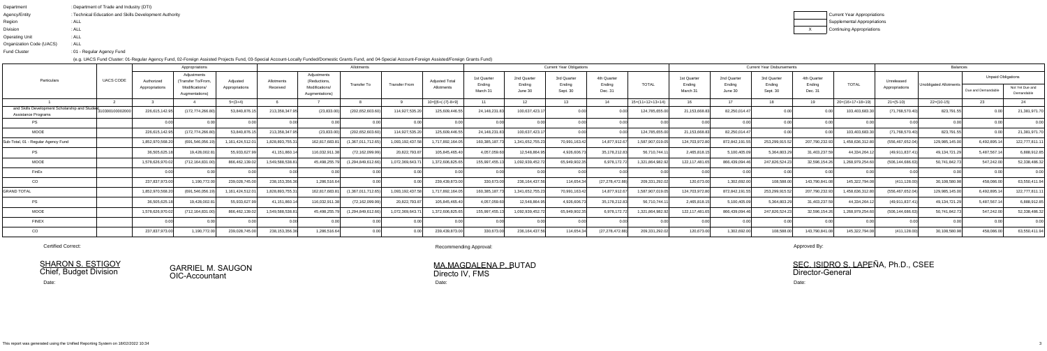Department : Department of Trade and Industry (DTI)
Agency/Entity : Technical Education and Skills Development Authority
Region : ALL
Division : ALL
Operating Unit : ALL
Organization Code (UACS) : ALL
Fund Cluster : 01 - Regular Agency Fund

(e.g. UACS Fund Cluster: 01-Regular Agency Fund, 02-Foreign Assisted Projects Fund, 03-Special Account-Locally Funded/Domestic Grants Fund, and 04-Special Account-Foreign Assisted/Foreign Grants Fund)

| | Current Year Appropriations |
|---|---|
| | Supplemental Appropriations |
| X | Continuing Appropriations |

| Particulars | UACS CODE | Appropriations | | | Allotments | | | | | Current Year Obligations | | | | | Current Year Disbursements | | | | | Balances | | | |
|---|---|---|---|---|---|---|---|---|---|---|---|---|---|---|---|---|---|---|---|---|---|---|---|
| | | Authorized Appropriations | Adjustments (Transfer To/From, Modifications/ Augmentations) | Adjusted Appropriations | Allotments Received | Adjustments (Reductions, Modifications/ Augmentations) | Transfer To | Transfer From | Adjusted Total Allotments | 1st Quarter Ending March 31 | 2nd Quarter Ending June 30 | 3rd Quarter Ending Sept. 30 | 4th Quarter Ending Dec. 31 | TOTAL | 1st Quarter Ending March 31 | 2nd Quarter Ending June 30 | 3rd Quarter Ending Sept. 30 | 4th Quarter Ending Dec. 31 | TOTAL | Unreleased Appropriations | Unobligated Allotments | Unpaid Obligations | |
| | | | | | | | | | | | | | | | | | | | | | | Due and Demandable | Not Yet Due and Demandable |
| 1 | 2 | 3 | 4 | 5=(3+4) | 6 | 7 | 8 | 9 | 10=[{6+(-)7}-8+9] | 11 | 12 | 13 | 14 | 15=(11+12+13+14) | 16 | 17 | 18 | 19 | 20=(16+17+18+19) | 21=(5-10) | 22=(10-15) | 23 | 24 |
| and Skills Development Scholarship and Student Assistance Programs | 310300100002000 | 226,615,142.95 | (172,774,266.80) | 53,840,876.15 | 213,358,347.95 | (23,833.00) | (202,652,603.60) | 114,927,535.20 | 125,609,446.55 | 24,148,231.83 | 100,637,423.17 | 0.00 | 0.00 | 124,785,655.00 | 21,153,668.83 | 82,250,014.47 | 0.00 | 0.00 | 103,403,683.30 | (71,768,570.40) | 823,791.55 | 0.00 | 21,381,971.70 |
| PS | | 0.00 | 0.00 | 0.00 | 0.00 | 0.00 | 0.00 | 0.00 | 0.00 | 0.00 | 0.00 | 0.00 | 0.00 | 0.00 | 0.00 | 0.00 | 0.00 | 0.00 | 0.00 | 0.00 | 0.00 | 0.00 | 0.00 |
| MOOE | | 226,615,142.95 | (172,774,266.80) | 53,840,876.15 | 213,358,347.95 | (23,833.00) | (202,652,603.60) | 114,927,535.20 | 125,609,446.55 | 24,148,231.83 | 100,637,423.17 | 0.00 | 0.00 | 124,785,655.00 | 21,153,668.83 | 82,250,014.47 | 0.00 | 0.00 | 103,403,683.30 | (71,768,570.40) | 823,791.55 | 0.00 | 21,381,971.70 |
| Sub-Total, 01 - Regular Agency Fund | | 1,852,970,568.20 | (691,546,056.19) | 1,161,424,512.01 | 1,828,893,755.31 | 162,817,683.81 | (1,367,011,712.65) | 1,093,192,437.58 | 1,717,892,164.05 | 160,385,187.73 | 1,341,652,755.23 | 70,991,163.42 | 14,877,912.67 | 1,587,907,019.05 | 124,703,972.80 | 872,842,191.55 | 253,299,915.52 | 207,790,232.93 | 1,458,636,312.80 | (556,467,652.04) | 129,985,145.00 | 6,492,895.14 | 122,777,811.11 |
| PS | | 36,505,625.18 | 19,428,002.81 | 55,933,627.99 | 41,151,860.14 | 116,032,911.38 | (72,162,099.99) | 20,822,793.87 | 105,845,465.40 | 4,057,059.60 | 12,548,864.95 | 4,926,606.73 | 35,178,212.83 | 56,710,744.11 | 2,465,818.15 | 5,100,405.09 | 5,364,803.29 | 31,403,237.59 | 44,334,264.12 | (49,911,837.41) | 49,134,721.29 | 5,487,567.14 | 6,888,912.85 |
| MOOE | | 1,578,626,970.02 | (712,164,831.00) | 866,462,139.02 | 1,549,588,538.81 | 45,498,255.79 | (1,294,849,612.66) | 1,072,369,643.71 | 1,372,606,825.65 | 155,997,455.13 | 1,092,939,452.72 | 65,949,902.35 | 6,978,172.72 | 1,321,864,982.92 | 122,117,481.65 | 866,439,094.46 | 247,826,524.23 | 32,596,154.26 | 1,268,979,254.60 | (506,144,686.63) | 50,741,842.73 | 547,242.00 | 52,338,486.32 |
| FinEx | | 0.00 | 0.00 | 0.00 | 0.00 | 0.00 | 0.00 | 0.00 | 0.00 | 0.00 | 0.00 | 0.00 | 0.00 | 0.00 | 0.00 | 0.00 | 0.00 | 0.00 | 0.00 | 0.00 | 0.00 | 0.00 | 0.00 |
| CO | | 237,837,973.00 | 1,190,772.00 | 239,028,745.00 | 238,153,356.36 | 1,286,516.64 | 0.00 | 0.00 | 239,439,873.00 | 330,673.00 | 236,164,437.56 | 114,654.34 | (27,278,472.88) | 209,331,292.02 | 120,673.00 | 1,302,692.00 | 108,588.00 | 143,790,841.08 | 145,322,794.08 | (411,128.00) | 30,108,580.98 | 458,086.00 | 63,550,411.94 |
| GRAND TOTAL | | 1,852,970,568.20 | (691,546,056.19) | 1,161,424,512.01 | 1,828,893,755.31 | 162,817,683.81 | (1,367,011,712.65) | 1,093,192,437.58 | 1,717,892,164.05 | 160,385,187.73 | 1,341,652,755.23 | 70,991,163.42 | 14,877,912.67 | 1,587,907,019.05 | 124,703,972.80 | 872,842,191.55 | 253,299,915.52 | 207,790,232.93 | 1,458,636,312.80 | (556,467,652.04) | 129,985,145.00 | 6,492,895.14 | 122,777,811.11 |
| PS | | 36,505,625.18 | 19,428,002.81 | 55,933,627.99 | 41,151,860.14 | 116,032,911.38 | (72,162,099.99) | 20,822,793.87 | 105,845,465.40 | 4,057,059.60 | 12,548,864.95 | 4,926,606.73 | 35,178,212.83 | 56,710,744.11 | 2,465,818.15 | 5,100,405.09 | 5,364,803.29 | 31,403,237.59 | 44,334,264.12 | (49,911,837.41) | 49,134,721.29 | 5,487,567.14 | 6,888,912.85 |
| MOOE | | 1,578,626,970.02 | (712,164,831.00) | 866,462,139.02 | 1,549,588,538.81 | 45,498,255.79 | (1,294,849,612.66) | 1,072,369,643.71 | 1,372,606,825.65 | 155,997,455.13 | 1,092,939,452.72 | 65,949,902.35 | 6,978,172.72 | 1,321,864,982.92 | 122,117,481.65 | 866,439,094.46 | 247,826,524.23 | 32,596,154.26 | 1,268,979,254.60 | (506,144,686.63) | 50,741,842.73 | 547,242.00 | 52,338,486.32 |
| FINEX | | 0.00 | 0.00 | 0.00 | 0.00 | 0.00 | 0.00 | 0.00 | 0.00 | 0.00 | 0.00 | 0.00 | 0.00 | 0.00 | 0.00 | 0.00 | 0.00 | 0.00 | 0.00 | 0.00 | 0.00 | 0.00 | 0.00 |
| CO | | 237,837,973.00 | 1,190,772.00 | 239,028,745.00 | 238,153,356.36 | 1,286,516.64 | 0.00 | 0.00 | 239,439,873.00 | 330,673.00 | 236,164,437.56 | 114,654.34 | (27,278,472.88) | 209,331,292.02 | 120,673.00 | 1,302,692.00 | 108,588.00 | 143,790,841.08 | 145,322,794.08 | (411,128.00) | 30,108,580.98 | 458,086.00 | 63,550,411.94 |

Certified Correct:

**SHARON S. ESTIGOY**
Chief, Budget Division

GARRIEL M. SAUGON
OIC-Accountant

Date:

Recommending Approval:

**MA.MAGDALENA P. BUTAD**
Directo IV, FMS

Date:

Approved By:

**SEC. ISIDRO S. LAPEÑA, Ph.D., CSEE**
Director-General

Date:

This report was generated using the Unified Reporting System on 18/02/2022 10:34